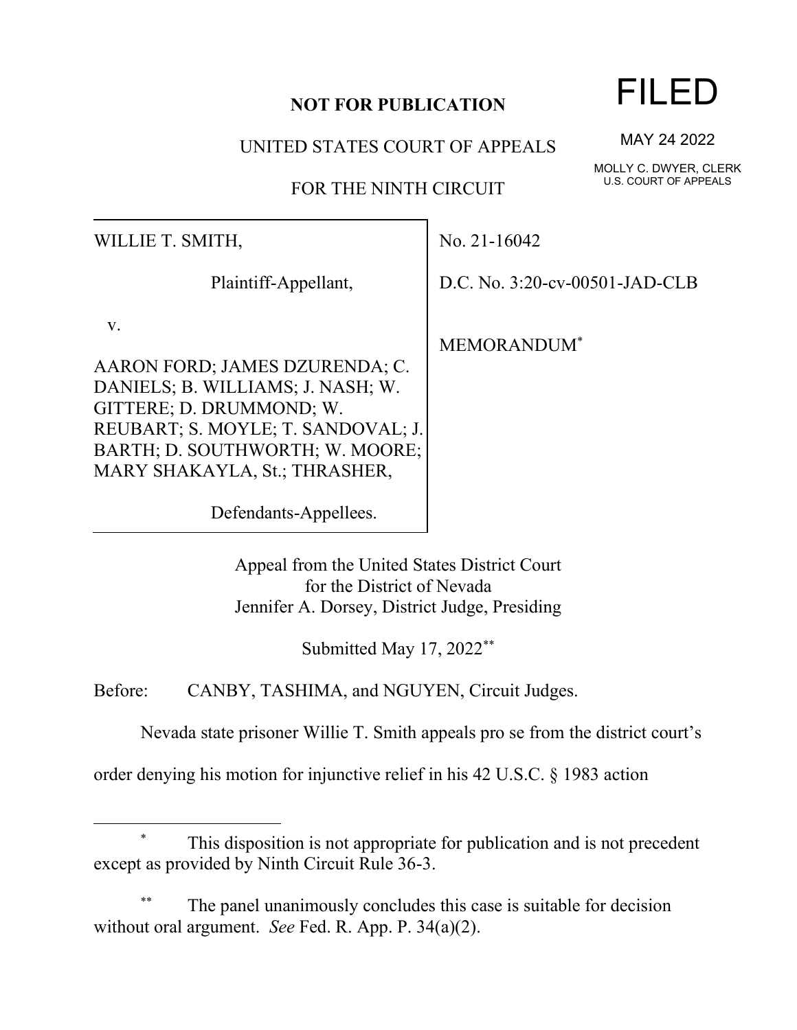**NOT FOR PUBLICATION**

UNITED STATES COURT OF APPEALS

FOR THE NINTH CIRCUIT

FILED

MAY 24 2022

MOLLY C. DWYER, CLERK
U.S. COURT OF APPEALS

| | |
|---|---|
| WILLIE T. SMITH,<br><br>Plaintiff-Appellant,<br><br>v.<br><br>AARON FORD; JAMES DZURENDA; C. DANIELS; B. WILLIAMS; J. NASH; W. GITTERE; D. DRUMMOND; W. REUBART; S. MOYLE; T. SANDOVAL; J. BARTH; D. SOUTHWORTH; W. MOORE; MARY SHAKAYLA, St.; THRASHER,<br><br>Defendants-Appellees. | No. 21-16042<br><br>D.C. No. 3:20-cv-00501-JAD-CLB<br><br>MEMORANDUM* |

Appeal from the United States District Court
for the District of Nevada
Jennifer A. Dorsey, District Judge, Presiding

Submitted May 17, 2022**

Before: CANBY, TASHIMA, and NGUYEN, Circuit Judges.

Nevada state prisoner Willie T. Smith appeals pro se from the district court's order denying his motion for injunctive relief in his 42 U.S.C. § 1983 action

---

\* This disposition is not appropriate for publication and is not precedent except as provided by Ninth Circuit Rule 36-3.

\*\* The panel unanimously concludes this case is suitable for decision without oral argument. *See* Fed. R. App. P. 34(a)(2).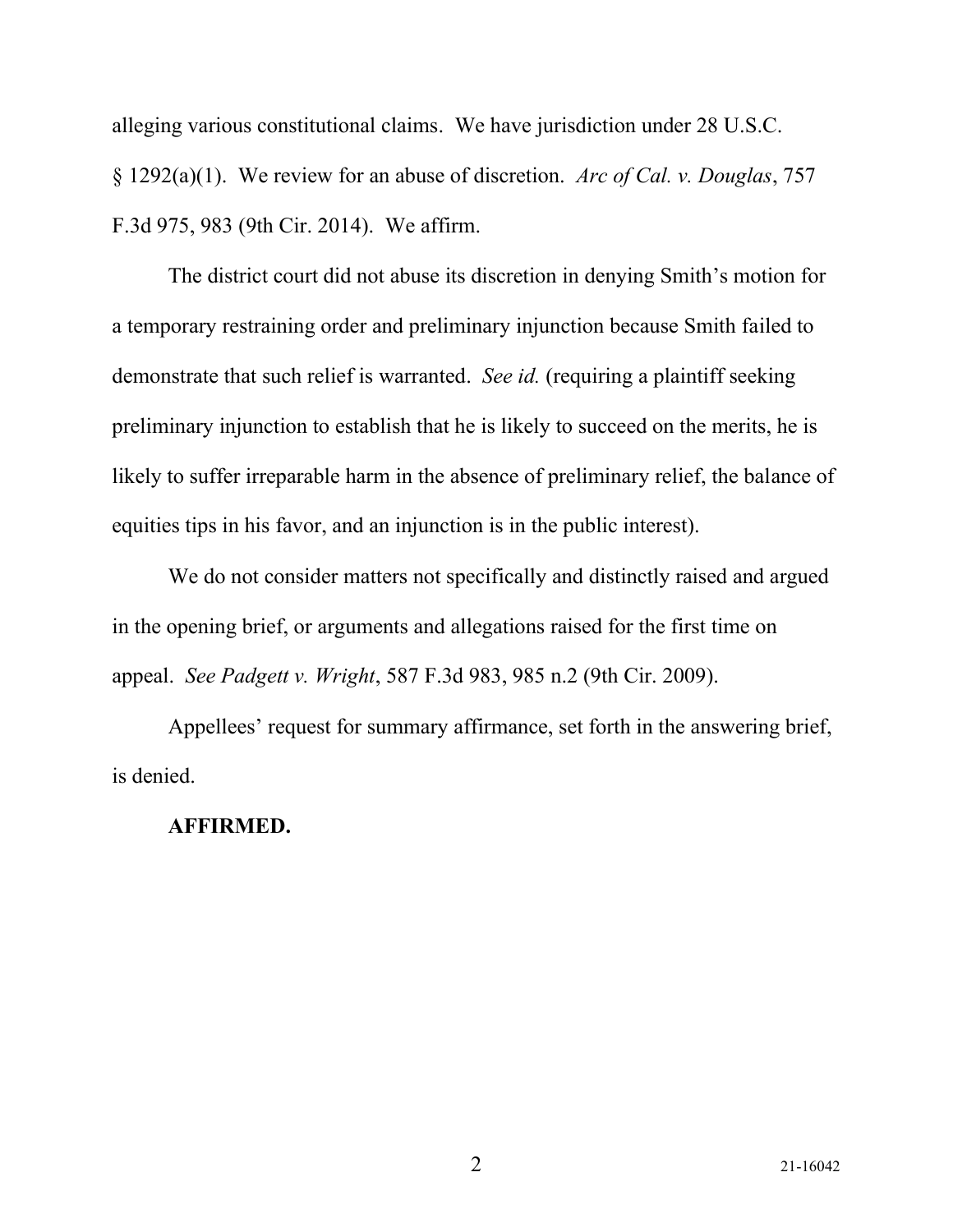alleging various constitutional claims. We have jurisdiction under 28 U.S.C. § 1292(a)(1). We review for an abuse of discretion. *Arc of Cal. v. Douglas*, 757 F.3d 975, 983 (9th Cir. 2014). We affirm.

The district court did not abuse its discretion in denying Smith's motion for a temporary restraining order and preliminary injunction because Smith failed to demonstrate that such relief is warranted. *See id.* (requiring a plaintiff seeking preliminary injunction to establish that he is likely to succeed on the merits, he is likely to suffer irreparable harm in the absence of preliminary relief, the balance of equities tips in his favor, and an injunction is in the public interest).

We do not consider matters not specifically and distinctly raised and argued in the opening brief, or arguments and allegations raised for the first time on appeal. *See Padgett v. Wright*, 587 F.3d 983, 985 n.2 (9th Cir. 2009).

Appellees' request for summary affirmance, set forth in the answering brief, is denied.

**AFFIRMED.**